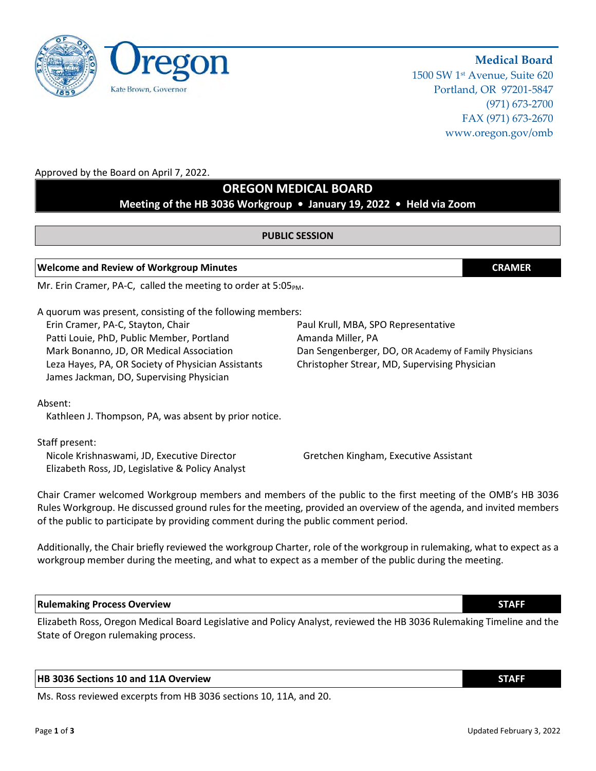**Medical Board**
1500 SW 1st Avenue, Suite 620
Portland, OR 97201-5847
(971) 673-2700
FAX (971) 673-2670
www.oregon.gov/omb

Oregon
Kate Brown, Governor

Approved by the Board on April 7, 2022.

# OREGON MEDICAL BOARD

**Meeting of the HB 3036 Workgroup • January 19, 2022 • Held via Zoom**

## PUBLIC SESSION

### Welcome and Review of Workgroup Minutes — CRAMER

Mr. Erin Cramer, PA-C, called the meeting to order at 5:05PM.

A quorum was present, consisting of the following members:

- Erin Cramer, PA-C, Stayton, Chair
- Patti Louie, PhD, Public Member, Portland
- Mark Bonanno, JD, OR Medical Association
- Leza Hayes, PA, OR Society of Physician Assistants
- James Jackman, DO, Supervising Physician
- Paul Krull, MBA, SPO Representative
- Amanda Miller, PA
- Dan Sengenberger, DO, OR Academy of Family Physicians
- Christopher Strear, MD, Supervising Physician

Absent:

- Kathleen J. Thompson, PA, was absent by prior notice.

Staff present:

- Nicole Krishnaswami, JD, Executive Director
- Elizabeth Ross, JD, Legislative & Policy Analyst
- Gretchen Kingham, Executive Assistant

Chair Cramer welcomed Workgroup members and members of the public to the first meeting of the OMB's HB 3036 Rules Workgroup. He discussed ground rules for the meeting, provided an overview of the agenda, and invited members of the public to participate by providing comment during the public comment period.

Additionally, the Chair briefly reviewed the workgroup Charter, role of the workgroup in rulemaking, what to expect as a workgroup member during the meeting, and what to expect as a member of the public during the meeting.

### Rulemaking Process Overview — STAFF

Elizabeth Ross, Oregon Medical Board Legislative and Policy Analyst, reviewed the HB 3036 Rulemaking Timeline and the State of Oregon rulemaking process.

### HB 3036 Sections 10 and 11A Overview — STAFF

Ms. Ross reviewed excerpts from HB 3036 sections 10, 11A, and 20.

Updated February 3, 2022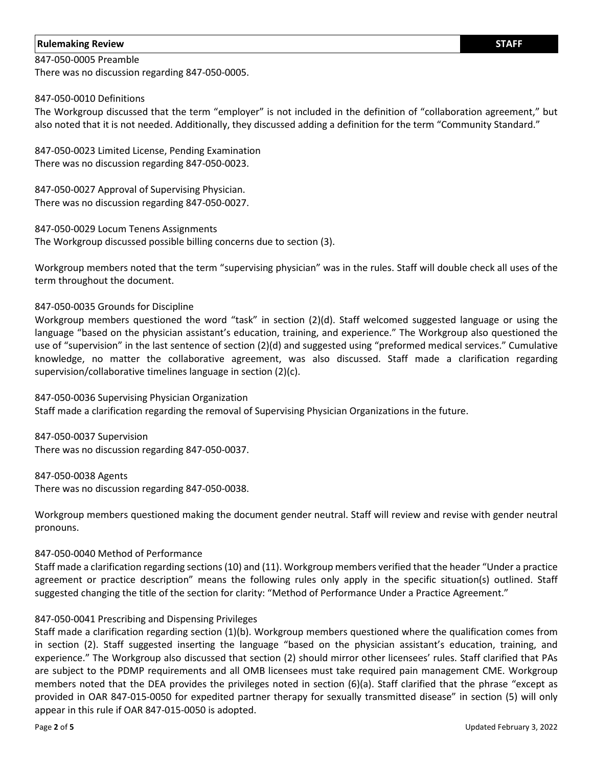| Rulemaking Review | STAFF |
|---|---|

847-050-0005 Preamble
There was no discussion regarding 847-050-0005.

847-050-0010 Definitions
The Workgroup discussed that the term "employer" is not included in the definition of "collaboration agreement," but also noted that it is not needed. Additionally, they discussed adding a definition for the term "Community Standard."

847-050-0023 Limited License, Pending Examination
There was no discussion regarding 847-050-0023.

847-050-0027 Approval of Supervising Physician.
There was no discussion regarding 847-050-0027.

847-050-0029 Locum Tenens Assignments
The Workgroup discussed possible billing concerns due to section (3).

Workgroup members noted that the term "supervising physician" was in the rules. Staff will double check all uses of the term throughout the document.

847-050-0035 Grounds for Discipline
Workgroup members questioned the word "task" in section (2)(d). Staff welcomed suggested language or using the language "based on the physician assistant's education, training, and experience." The Workgroup also questioned the use of "supervision" in the last sentence of section (2)(d) and suggested using "preformed medical services." Cumulative knowledge, no matter the collaborative agreement, was also discussed. Staff made a clarification regarding supervision/collaborative timelines language in section (2)(c).

847-050-0036 Supervising Physician Organization
Staff made a clarification regarding the removal of Supervising Physician Organizations in the future.

847-050-0037 Supervision
There was no discussion regarding 847-050-0037.

847-050-0038 Agents
There was no discussion regarding 847-050-0038.

Workgroup members questioned making the document gender neutral. Staff will review and revise with gender neutral pronouns.

847-050-0040 Method of Performance
Staff made a clarification regarding sections (10) and (11). Workgroup members verified that the header "Under a practice agreement or practice description" means the following rules only apply in the specific situation(s) outlined. Staff suggested changing the title of the section for clarity: "Method of Performance Under a Practice Agreement."

847-050-0041 Prescribing and Dispensing Privileges
Staff made a clarification regarding section (1)(b). Workgroup members questioned where the qualification comes from in section (2). Staff suggested inserting the language "based on the physician assistant's education, training, and experience." The Workgroup also discussed that section (2) should mirror other licensees' rules. Staff clarified that PAs are subject to the PDMP requirements and all OMB licensees must take required pain management CME. Workgroup members noted that the DEA provides the privileges noted in section (6)(a). Staff clarified that the phrase "except as provided in OAR 847-015-0050 for expedited partner therapy for sexually transmitted disease" in section (5) will only appear in this rule if OAR 847-015-0050 is adopted.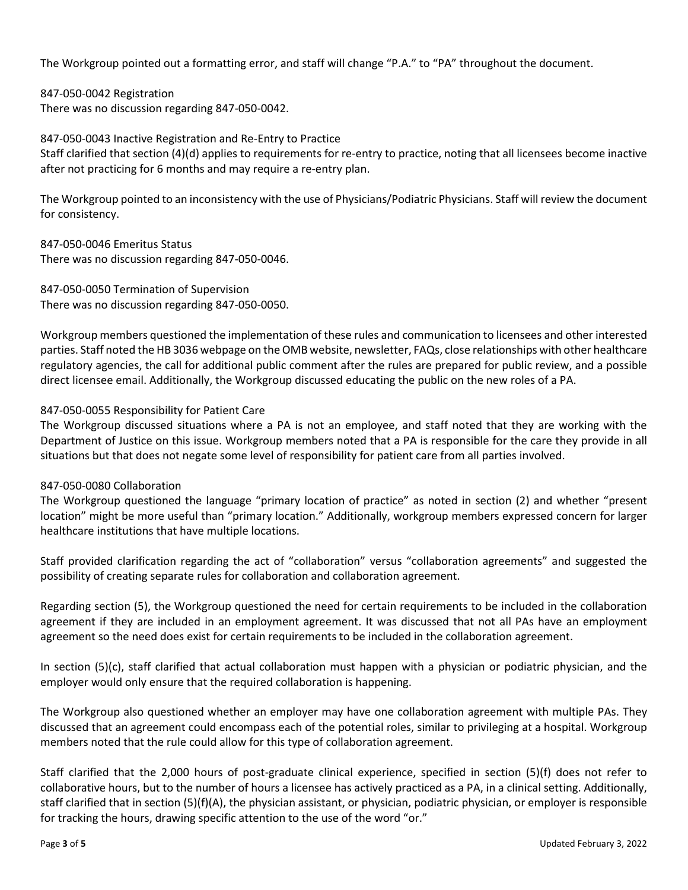The Workgroup pointed out a formatting error, and staff will change "P.A." to "PA" throughout the document.

847-050-0042 Registration
There was no discussion regarding 847-050-0042.

847-050-0043 Inactive Registration and Re-Entry to Practice
Staff clarified that section (4)(d) applies to requirements for re-entry to practice, noting that all licensees become inactive after not practicing for 6 months and may require a re-entry plan.

The Workgroup pointed to an inconsistency with the use of Physicians/Podiatric Physicians. Staff will review the document for consistency.

847-050-0046 Emeritus Status
There was no discussion regarding 847-050-0046.

847-050-0050 Termination of Supervision
There was no discussion regarding 847-050-0050.

Workgroup members questioned the implementation of these rules and communication to licensees and other interested parties. Staff noted the HB 3036 webpage on the OMB website, newsletter, FAQs, close relationships with other healthcare regulatory agencies, the call for additional public comment after the rules are prepared for public review, and a possible direct licensee email. Additionally, the Workgroup discussed educating the public on the new roles of a PA.

847-050-0055 Responsibility for Patient Care
The Workgroup discussed situations where a PA is not an employee, and staff noted that they are working with the Department of Justice on this issue. Workgroup members noted that a PA is responsible for the care they provide in all situations but that does not negate some level of responsibility for patient care from all parties involved.

847-050-0080 Collaboration
The Workgroup questioned the language "primary location of practice" as noted in section (2) and whether "present location" might be more useful than "primary location." Additionally, workgroup members expressed concern for larger healthcare institutions that have multiple locations.

Staff provided clarification regarding the act of "collaboration" versus "collaboration agreements" and suggested the possibility of creating separate rules for collaboration and collaboration agreement.

Regarding section (5), the Workgroup questioned the need for certain requirements to be included in the collaboration agreement if they are included in an employment agreement. It was discussed that not all PAs have an employment agreement so the need does exist for certain requirements to be included in the collaboration agreement.

In section (5)(c), staff clarified that actual collaboration must happen with a physician or podiatric physician, and the employer would only ensure that the required collaboration is happening.

The Workgroup also questioned whether an employer may have one collaboration agreement with multiple PAs. They discussed that an agreement could encompass each of the potential roles, similar to privileging at a hospital. Workgroup members noted that the rule could allow for this type of collaboration agreement.

Staff clarified that the 2,000 hours of post-graduate clinical experience, specified in section (5)(f) does not refer to collaborative hours, but to the number of hours a licensee has actively practiced as a PA, in a clinical setting. Additionally, staff clarified that in section (5)(f)(A), the physician assistant, or physician, podiatric physician, or employer is responsible for tracking the hours, drawing specific attention to the use of the word "or."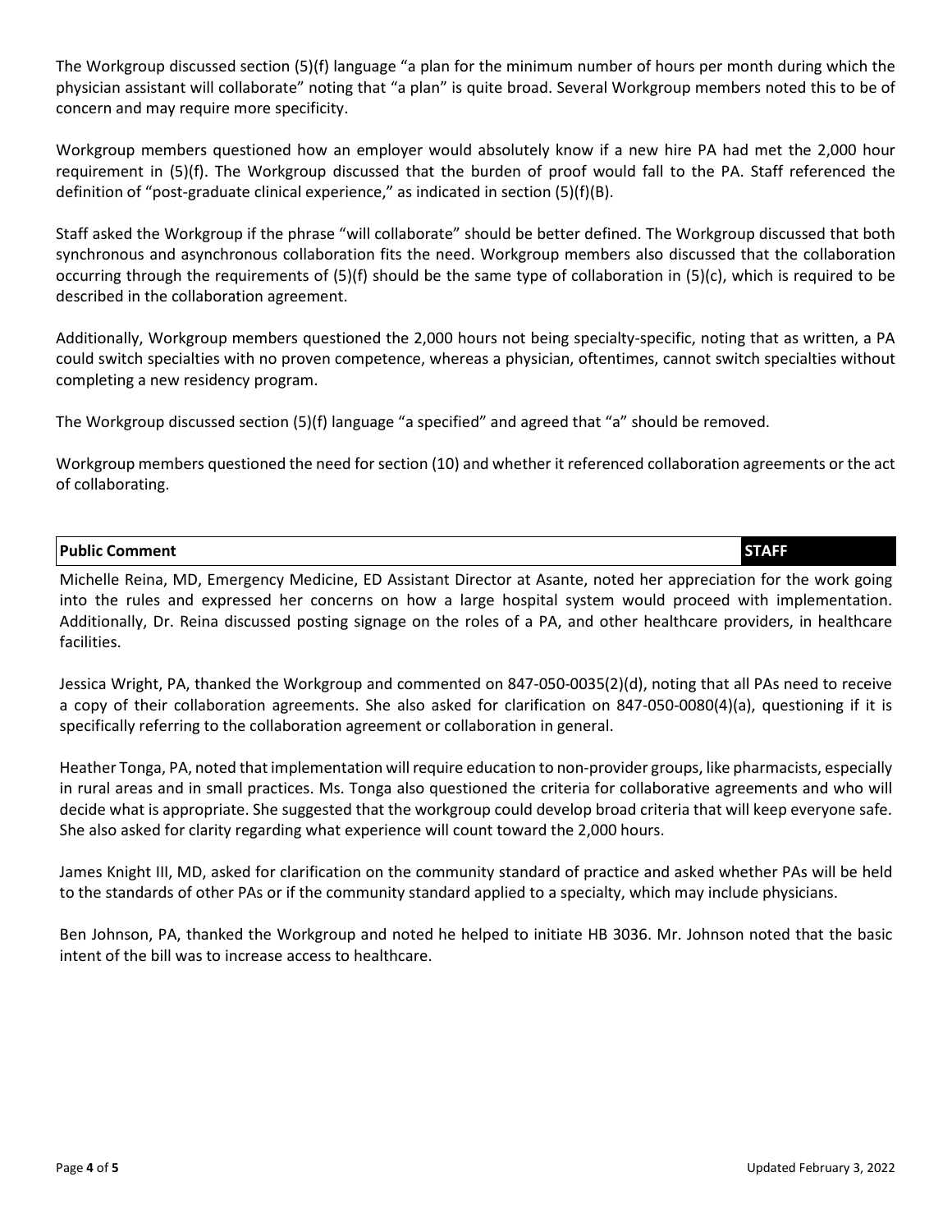The Workgroup discussed section (5)(f) language "a plan for the minimum number of hours per month during which the physician assistant will collaborate" noting that "a plan" is quite broad. Several Workgroup members noted this to be of concern and may require more specificity.

Workgroup members questioned how an employer would absolutely know if a new hire PA had met the 2,000 hour requirement in (5)(f). The Workgroup discussed that the burden of proof would fall to the PA. Staff referenced the definition of "post-graduate clinical experience," as indicated in section (5)(f)(B).

Staff asked the Workgroup if the phrase "will collaborate" should be better defined. The Workgroup discussed that both synchronous and asynchronous collaboration fits the need. Workgroup members also discussed that the collaboration occurring through the requirements of (5)(f) should be the same type of collaboration in (5)(c), which is required to be described in the collaboration agreement.

Additionally, Workgroup members questioned the 2,000 hours not being specialty-specific, noting that as written, a PA could switch specialties with no proven competence, whereas a physician, oftentimes, cannot switch specialties without completing a new residency program.

The Workgroup discussed section (5)(f) language "a specified" and agreed that "a" should be removed.

Workgroup members questioned the need for section (10) and whether it referenced collaboration agreements or the act of collaborating.

| **Public Comment** | **STAFF** |
| --- | --- |

Michelle Reina, MD, Emergency Medicine, ED Assistant Director at Asante, noted her appreciation for the work going into the rules and expressed her concerns on how a large hospital system would proceed with implementation. Additionally, Dr. Reina discussed posting signage on the roles of a PA, and other healthcare providers, in healthcare facilities.

Jessica Wright, PA, thanked the Workgroup and commented on 847-050-0035(2)(d), noting that all PAs need to receive a copy of their collaboration agreements. She also asked for clarification on 847-050-0080(4)(a), questioning if it is specifically referring to the collaboration agreement or collaboration in general.

Heather Tonga, PA, noted that implementation will require education to non-provider groups, like pharmacists, especially in rural areas and in small practices. Ms. Tonga also questioned the criteria for collaborative agreements and who will decide what is appropriate. She suggested that the workgroup could develop broad criteria that will keep everyone safe. She also asked for clarity regarding what experience will count toward the 2,000 hours.

James Knight III, MD, asked for clarification on the community standard of practice and asked whether PAs will be held to the standards of other PAs or if the community standard applied to a specialty, which may include physicians.

Ben Johnson, PA, thanked the Workgroup and noted he helped to initiate HB 3036. Mr. Johnson noted that the basic intent of the bill was to increase access to healthcare.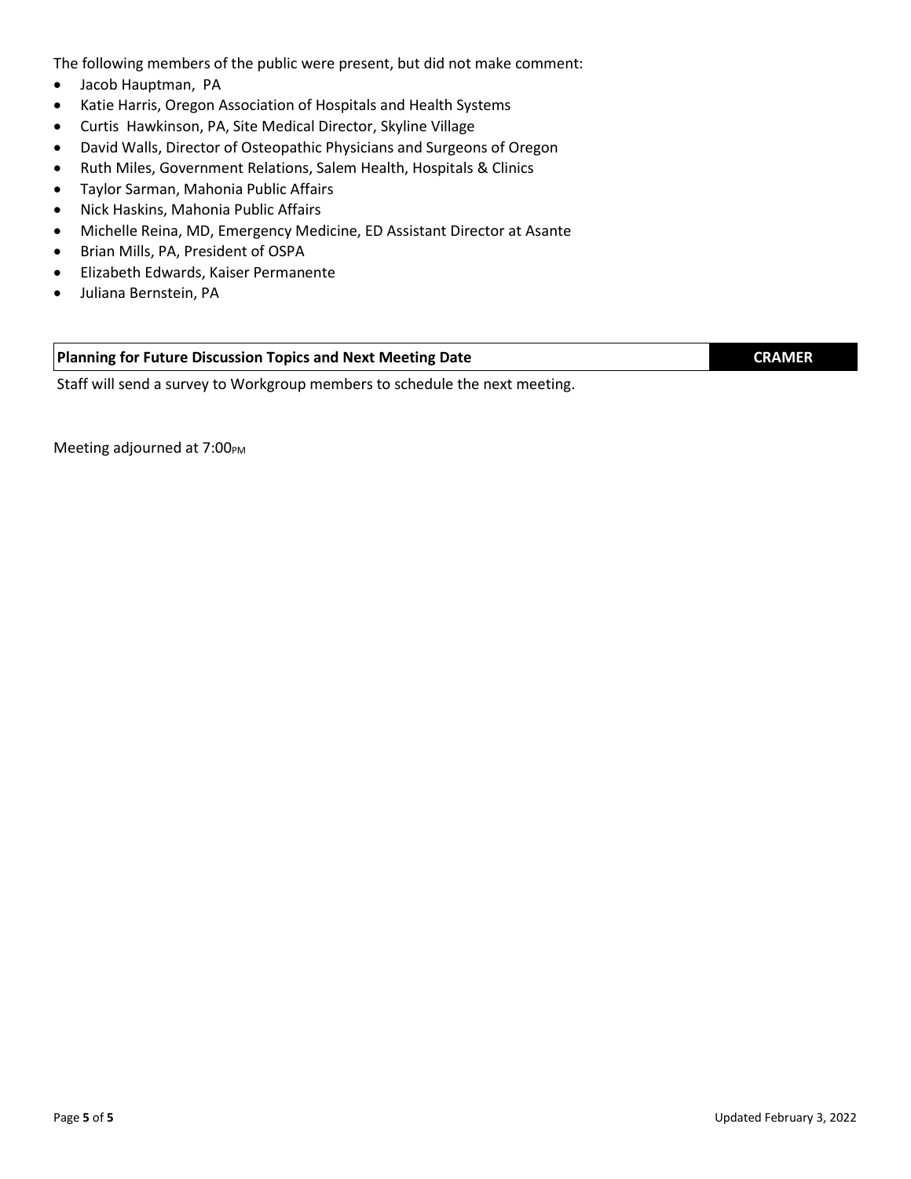The following members of the public were present, but did not make comment:

- Jacob Hauptman, PA
- Katie Harris, Oregon Association of Hospitals and Health Systems
- Curtis Hawkinson, PA, Site Medical Director, Skyline Village
- David Walls, Director of Osteopathic Physicians and Surgeons of Oregon
- Ruth Miles, Government Relations, Salem Health, Hospitals & Clinics
- Taylor Sarman, Mahonia Public Affairs
- Nick Haskins, Mahonia Public Affairs
- Michelle Reina, MD, Emergency Medicine, ED Assistant Director at Asante
- Brian Mills, PA, President of OSPA
- Elizabeth Edwards, Kaiser Permanente
- Juliana Bernstein, PA

| Planning for Future Discussion Topics and Next Meeting Date | CRAMER |
| --- | --- |

Staff will send a survey to Workgroup members to schedule the next meeting.

Meeting adjourned at 7:00PM